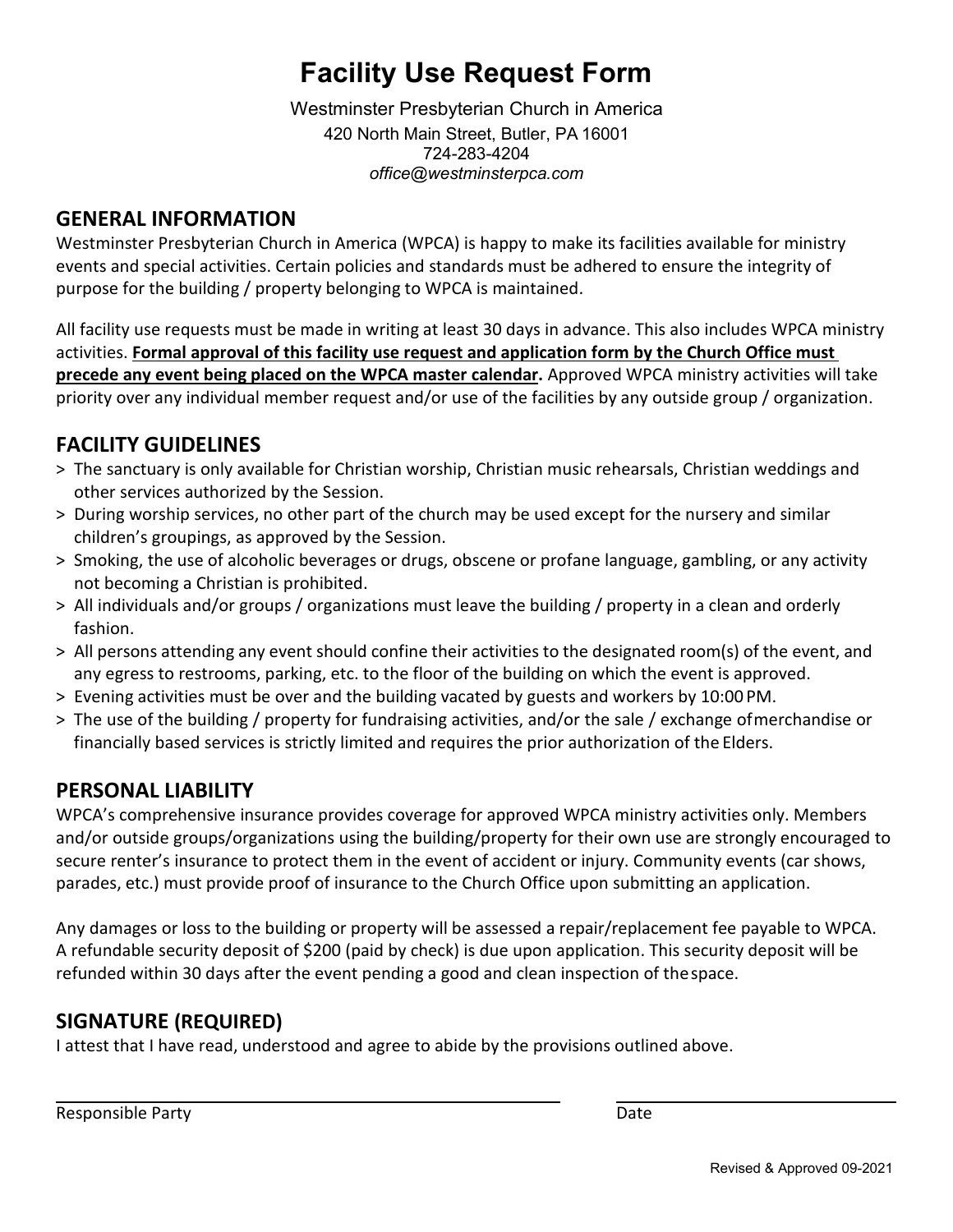# Facility Use Request Form

Westminster Presbyterian Church in America
420 North Main Street, Butler, PA 16001
724-283-4204
*office@westminsterpca.com*

## GENERAL INFORMATION

Westminster Presbyterian Church in America (WPCA) is happy to make its facilities available for ministry events and special activities. Certain policies and standards must be adhered to ensure the integrity of purpose for the building / property belonging to WPCA is maintained.

All facility use requests must be made in writing at least 30 days in advance. This also includes WPCA ministry activities. **<u>Formal approval of this facility use request and application form by the Church Office must precede any event being placed on the WPCA master calendar</u>.** Approved WPCA ministry activities will take priority over any individual member request and/or use of the facilities by any outside group / organization.

## FACILITY GUIDELINES

> The sanctuary is only available for Christian worship, Christian music rehearsals, Christian weddings and other services authorized by the Session.

> During worship services, no other part of the church may be used except for the nursery and similar children's groupings, as approved by the Session.

> Smoking, the use of alcoholic beverages or drugs, obscene or profane language, gambling, or any activity not becoming a Christian is prohibited.

> All individuals and/or groups / organizations must leave the building / property in a clean and orderly fashion.

> All persons attending any event should confine their activities to the designated room(s) of the event, and any egress to restrooms, parking, etc. to the floor of the building on which the event is approved.

> Evening activities must be over and the building vacated by guests and workers by 10:00 PM.

> The use of the building / property for fundraising activities, and/or the sale / exchange of merchandise or financially based services is strictly limited and requires the prior authorization of the Elders.

## PERSONAL LIABILITY

WPCA's comprehensive insurance provides coverage for approved WPCA ministry activities only. Members and/or outside groups/organizations using the building/property for their own use are strongly encouraged to secure renter's insurance to protect them in the event of accident or injury. Community events (car shows, parades, etc.) must provide proof of insurance to the Church Office upon submitting an application.

Any damages or loss to the building or property will be assessed a repair/replacement fee payable to WPCA. A refundable security deposit of $200 (paid by check) is due upon application. This security deposit will be refunded within 30 days after the event pending a good and clean inspection of the space.

## SIGNATURE (REQUIRED)

I attest that I have read, understood and agree to abide by the provisions outlined above.

\_\_\_\_\_\_\_\_\_\_\_\_\_\_\_\_\_\_\_\_\_\_\_\_\_\_\_\_\_\_\_\_\_\_\_\_\_\_\_\_ \_\_\_\_\_\_\_\_\_\_\_\_\_\_\_\_\_\_\_\_\_\_\_\_
Responsible Party Date

Revised & Approved 09-2021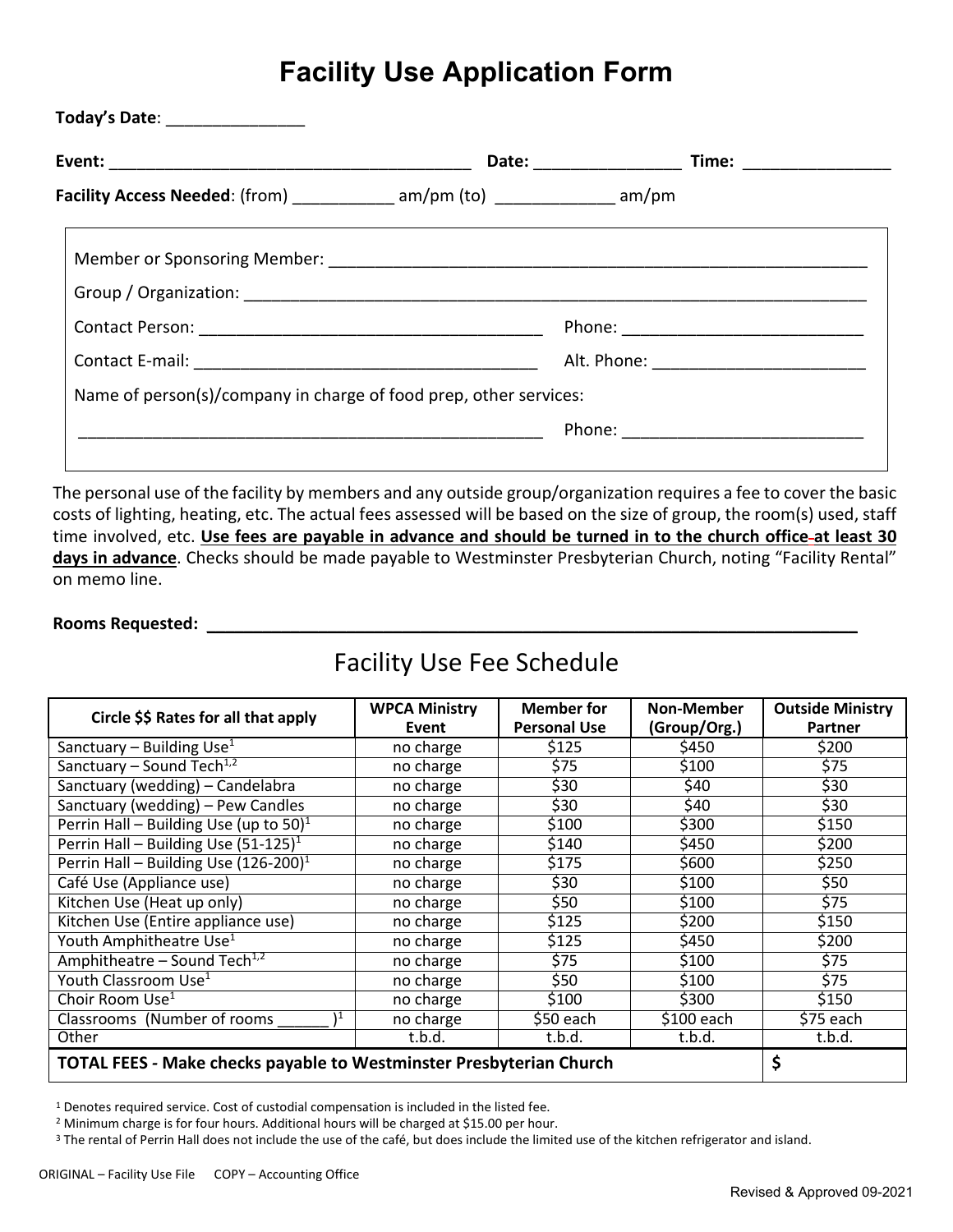# Facility Use Application Form

**Today's Date**: _______________

**Event:** _______________________________________ **Date:** ________________ **Time:** ________________

**Facility Access Needed**: (from) ___________ am/pm (to) _____________ am/pm

Member or Sponsoring Member: ___________________________________________________________

Group / Organization: __________________________________________________________________

Contact Person: _____________________________________ Phone: __________________________

Contact E-mail: _____________________________________ Alt. Phone: _______________________

Name of person(s)/company in charge of food prep, other services:

___________________________________________________ Phone: __________________________

The personal use of the facility by members and any outside group/organization requires a fee to cover the basic costs of lighting, heating, etc. The actual fees assessed will be based on the size of group, the room(s) used, staff time involved, etc. **Use fees are payable in advance and should be turned in to the church office at least 30 days in advance**. Checks should be made payable to Westminster Presbyterian Church, noting "Facility Rental" on memo line.

**Rooms Requested: ____________________________________________________________________**

## Facility Use Fee Schedule

| Circle $$ Rates for all that apply | WPCA Ministry Event | Member for Personal Use | Non-Member (Group/Org.) | Outside Ministry Partner |
|---|---|---|---|---|
| Sanctuary – Building Use[1] | no charge | $125 | $450 | $200 |
| Sanctuary – Sound Tech[1,2] | no charge | $75 | $100 | $75 |
| Sanctuary (wedding) – Candelabra | no charge | $30 | $40 | $30 |
| Sanctuary (wedding) – Pew Candles | no charge | $30 | $40 | $30 |
| Perrin Hall – Building Use (up to 50)[1] | no charge | $100 | $300 | $150 |
| Perrin Hall – Building Use (51-125)[1] | no charge | $140 | $450 | $200 |
| Perrin Hall – Building Use (126-200)[1] | no charge | $175 | $600 | $250 |
| Café Use (Appliance use) | no charge | $30 | $100 | $50 |
| Kitchen Use (Heat up only) | no charge | $50 | $100 | $75 |
| Kitchen Use (Entire appliance use) | no charge | $125 | $200 | $150 |
| Youth Amphitheatre Use[1] | no charge | $125 | $450 | $200 |
| Amphitheatre – Sound Tech[1,2] | no charge | $75 | $100 | $75 |
| Youth Classroom Use[1] | no charge | $50 | $100 | $75 |
| Choir Room Use[1] | no charge | $100 | $300 | $150 |
| Classrooms (Number of rooms ______ )[1] | no charge | $50 each | $100 each | $75 each |
| Other | t.b.d. | t.b.d. | t.b.d. | t.b.d. |
| **TOTAL FEES - Make checks payable to Westminster Presbyterian Church** | | | | **$** |

[1] Denotes required service. Cost of custodial compensation is included in the listed fee.

[2] Minimum charge is for four hours. Additional hours will be charged at $15.00 per hour.

[3] The rental of Perrin Hall does not include the use of the café, but does include the limited use of the kitchen refrigerator and island.

ORIGINAL – Facility Use File COPY – Accounting Office

Revised & Approved 09-2021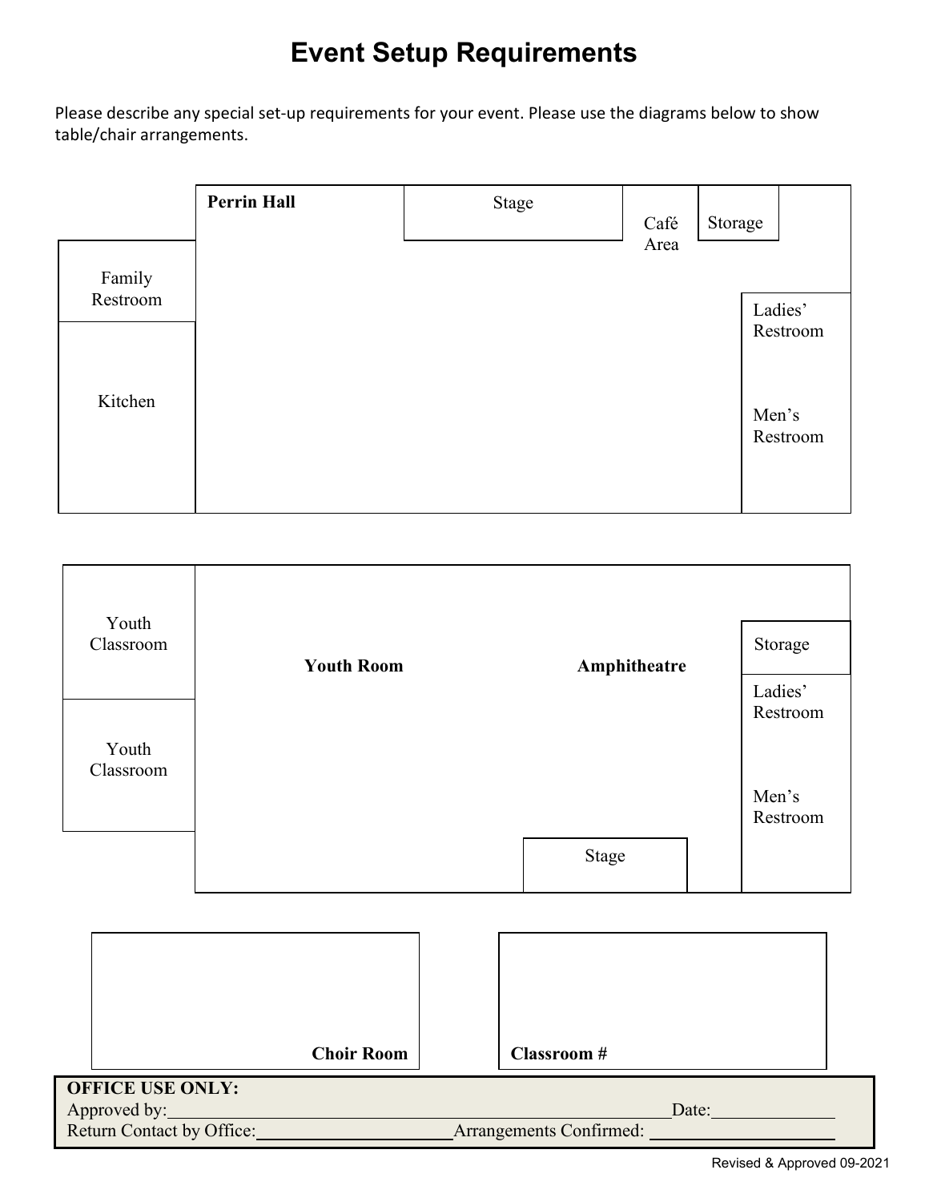# Event Setup Requirements

Please describe any special set-up requirements for your event. Please use the diagrams below to show table/chair arrangements.

Perrin Hall

Stage

Café Area

Storage

Family Restroom

Kitchen

Ladies' Restroom

Men's Restroom

Youth Classroom

Youth Classroom

Youth Room

Amphitheatre

Storage

Ladies' Restroom

Men's Restroom

Stage

Choir Room

Classroom #

**OFFICE USE ONLY:**

Approved by:\_\_\_\_\_\_\_\_\_\_\_\_\_\_\_\_\_\_\_\_\_\_\_\_\_\_\_\_\_\_\_\_\_\_\_\_\_\_\_\_\_\_\_\_ Date:\_\_\_\_\_\_\_\_\_\_\_\_

Return Contact by Office:\_\_\_\_\_\_\_\_\_\_\_\_\_\_\_\_\_\_\_\_ Arrangements Confirmed: \_\_\_\_\_\_\_\_\_\_\_\_\_\_\_\_\_\_\_\_

Revised & Approved 09-2021